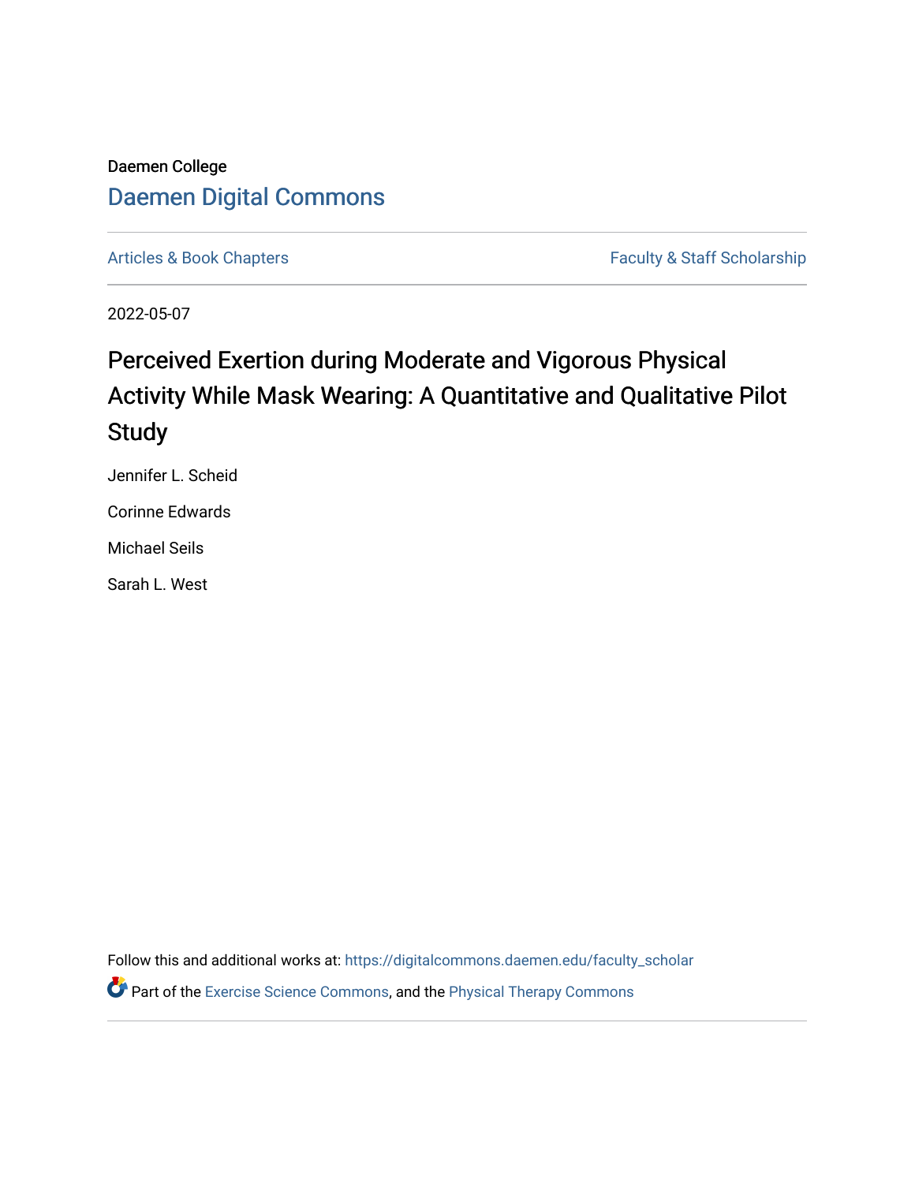Daemen College

Daemen Digital Commons

Articles & Book Chapters

Faculty & Staff Scholarship

2022-05-07

# Perceived Exertion during Moderate and Vigorous Physical Activity While Mask Wearing: A Quantitative and Qualitative Pilot Study

Jennifer L. Scheid

Corinne Edwards

Michael Seils

Sarah L. West

Follow this and additional works at: https://digitalcommons.daemen.edu/faculty_scholar

Part of the Exercise Science Commons, and the Physical Therapy Commons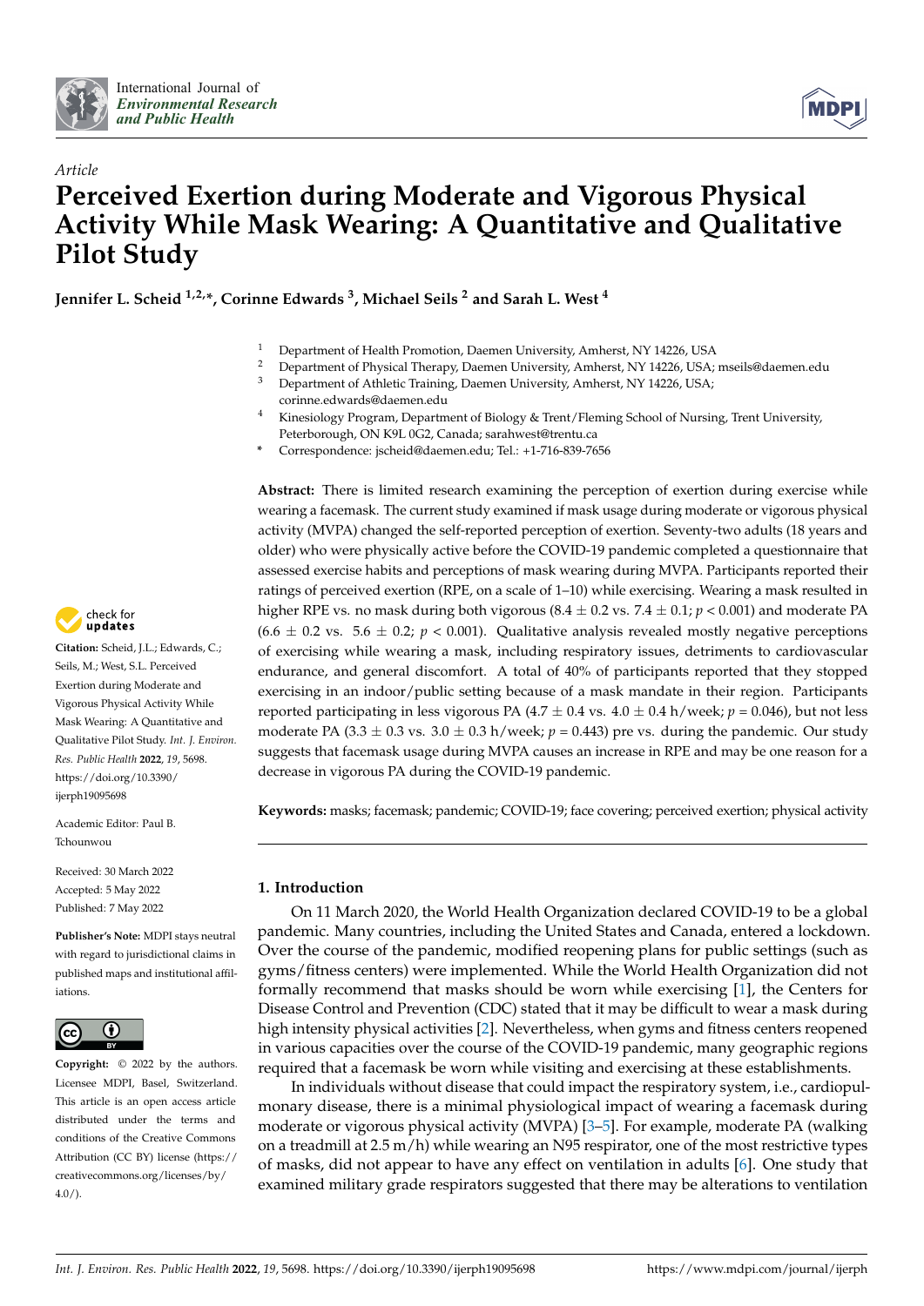International Journal of *Environmental Research and Public Health*

*Article*

# Perceived Exertion during Moderate and Vigorous Physical Activity While Mask Wearing: A Quantitative and Qualitative Pilot Study

**Jennifer L. Scheid [1,2,*], Corinne Edwards [3], Michael Seils [2] and Sarah L. West [4]**

[1] Department of Health Promotion, Daemen University, Amherst, NY 14226, USA
[2] Department of Physical Therapy, Daemen University, Amherst, NY 14226, USA; mseils@daemen.edu
[3] Department of Athletic Training, Daemen University, Amherst, NY 14226, USA; corinne.edwards@daemen.edu
[4] Kinesiology Program, Department of Biology & Trent/Fleming School of Nursing, Trent University, Peterborough, ON K9L 0G2, Canada; sarahwest@trentu.ca
* Correspondence: jscheid@daemen.edu; Tel.: +1-716-839-7656

**Abstract:** There is limited research examining the perception of exertion during exercise while wearing a facemask. The current study examined if mask usage during moderate or vigorous physical activity (MVPA) changed the self-reported perception of exertion. Seventy-two adults (18 years and older) who were physically active before the COVID-19 pandemic completed a questionnaire that assessed exercise habits and perceptions of mask wearing during MVPA. Participants reported their ratings of perceived exertion (RPE, on a scale of 1–10) while exercising. Wearing a mask resulted in higher RPE vs. no mask during both vigorous ($8.4 \pm 0.2$ vs. $7.4 \pm 0.1$; $p < 0.001$) and moderate PA ($6.6 \pm 0.2$ vs. $5.6 \pm 0.2$; $p < 0.001$). Qualitative analysis revealed mostly negative perceptions of exercising while wearing a mask, including respiratory issues, detriments to cardiovascular endurance, and general discomfort. A total of 40% of participants reported that they stopped exercising in an indoor/public setting because of a mask mandate in their region. Participants reported participating in less vigorous PA ($4.7 \pm 0.4$ vs. $4.0 \pm 0.4$ h/week; $p = 0.046$), but not less moderate PA ($3.3 \pm 0.3$ vs. $3.0 \pm 0.3$ h/week; $p = 0.443$) pre vs. during the pandemic. Our study suggests that facemask usage during MVPA causes an increase in RPE and may be one reason for a decrease in vigorous PA during the COVID-19 pandemic.

**Keywords:** masks; facemask; pandemic; COVID-19; face covering; perceived exertion; physical activity

**Citation:** Scheid, J.L.; Edwards, C.; Seils, M.; West, S.L. Perceived Exertion during Moderate and Vigorous Physical Activity While Mask Wearing: A Quantitative and Qualitative Pilot Study. *Int. J. Environ. Res. Public Health* **2022**, *19*, 5698. https://doi.org/10.3390/ijerph19095698

Academic Editor: Paul B. Tchounwou

Received: 30 March 2022
Accepted: 5 May 2022
Published: 7 May 2022

**Publisher's Note:** MDPI stays neutral with regard to jurisdictional claims in published maps and institutional affiliations.

**Copyright:** © 2022 by the authors. Licensee MDPI, Basel, Switzerland. This article is an open access article distributed under the terms and conditions of the Creative Commons Attribution (CC BY) license (https://creativecommons.org/licenses/by/4.0/).

## 1. Introduction

On 11 March 2020, the World Health Organization declared COVID-19 to be a global pandemic. Many countries, including the United States and Canada, entered a lockdown. Over the course of the pandemic, modified reopening plans for public settings (such as gyms/fitness centers) were implemented. While the World Health Organization did not formally recommend that masks should be worn while exercising [1], the Centers for Disease Control and Prevention (CDC) stated that it may be difficult to wear a mask during high intensity physical activities [2]. Nevertheless, when gyms and fitness centers reopened in various capacities over the course of the COVID-19 pandemic, many geographic regions required that a facemask be worn while visiting and exercising at these establishments.

In individuals without disease that could impact the respiratory system, i.e., cardiopulmonary disease, there is a minimal physiological impact of wearing a facemask during moderate or vigorous physical activity (MVPA) [3–5]. For example, moderate PA (walking on a treadmill at 2.5 m/h) while wearing an N95 respirator, one of the most restrictive types of masks, did not appear to have any effect on ventilation in adults [6]. One study that examined military grade respirators suggested that there may be alterations to ventilation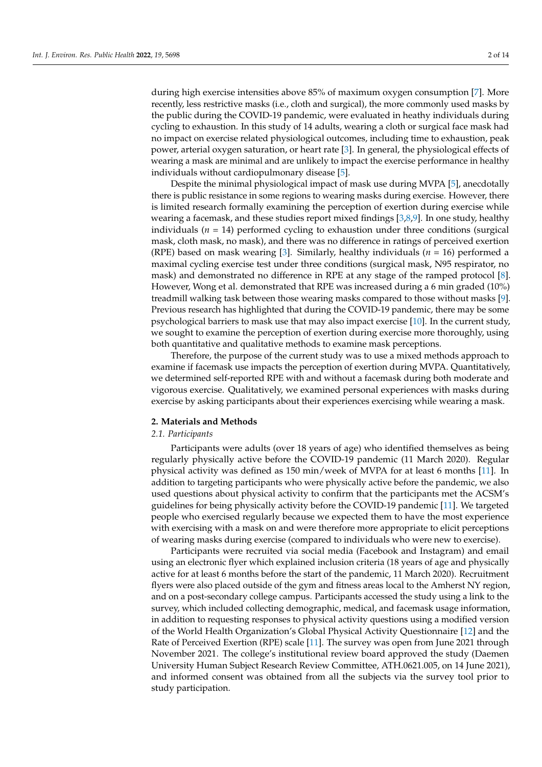during high exercise intensities above 85% of maximum oxygen consumption [7]. More recently, less restrictive masks (i.e., cloth and surgical), the more commonly used masks by the public during the COVID-19 pandemic, were evaluated in heathy individuals during cycling to exhaustion. In this study of 14 adults, wearing a cloth or surgical face mask had no impact on exercise related physiological outcomes, including time to exhaustion, peak power, arterial oxygen saturation, or heart rate [3]. In general, the physiological effects of wearing a mask are minimal and are unlikely to impact the exercise performance in healthy individuals without cardiopulmonary disease [5].

Despite the minimal physiological impact of mask use during MVPA [5], anecdotally there is public resistance in some regions to wearing masks during exercise. However, there is limited research formally examining the perception of exertion during exercise while wearing a facemask, and these studies report mixed findings [3,8,9]. In one study, healthy individuals ($n$ = 14) performed cycling to exhaustion under three conditions (surgical mask, cloth mask, no mask), and there was no difference in ratings of perceived exertion (RPE) based on mask wearing [3]. Similarly, healthy individuals ($n$ = 16) performed a maximal cycling exercise test under three conditions (surgical mask, N95 respirator, no mask) and demonstrated no difference in RPE at any stage of the ramped protocol [8]. However, Wong et al. demonstrated that RPE was increased during a 6 min graded (10%) treadmill walking task between those wearing masks compared to those without masks [9]. Previous research has highlighted that during the COVID-19 pandemic, there may be some psychological barriers to mask use that may also impact exercise [10]. In the current study, we sought to examine the perception of exertion during exercise more thoroughly, using both quantitative and qualitative methods to examine mask perceptions.

Therefore, the purpose of the current study was to use a mixed methods approach to examine if facemask use impacts the perception of exertion during MVPA. Quantitatively, we determined self-reported RPE with and without a facemask during both moderate and vigorous exercise. Qualitatively, we examined personal experiences with masks during exercise by asking participants about their experiences exercising while wearing a mask.

## 2. Materials and Methods

### 2.1. Participants

Participants were adults (over 18 years of age) who identified themselves as being regularly physically active before the COVID-19 pandemic (11 March 2020). Regular physical activity was defined as 150 min/week of MVPA for at least 6 months [11]. In addition to targeting participants who were physically active before the pandemic, we also used questions about physical activity to confirm that the participants met the ACSM's guidelines for being physically active before the COVID-19 pandemic [11]. We targeted people who exercised regularly because we expected them to have the most experience with exercising with a mask on and were therefore more appropriate to elicit perceptions of wearing masks during exercise (compared to individuals who were new to exercise).

Participants were recruited via social media (Facebook and Instagram) and email using an electronic flyer which explained inclusion criteria (18 years of age and physically active for at least 6 months before the start of the pandemic, 11 March 2020). Recruitment flyers were also placed outside of the gym and fitness areas local to the Amherst NY region, and on a post-secondary college campus. Participants accessed the study using a link to the survey, which included collecting demographic, medical, and facemask usage information, in addition to requesting responses to physical activity questions using a modified version of the World Health Organization's Global Physical Activity Questionnaire [12] and the Rate of Perceived Exertion (RPE) scale [11]. The survey was open from June 2021 through November 2021. The college's institutional review board approved the study (Daemen University Human Subject Research Review Committee, ATH.0621.005, on 14 June 2021), and informed consent was obtained from all the subjects via the survey tool prior to study participation.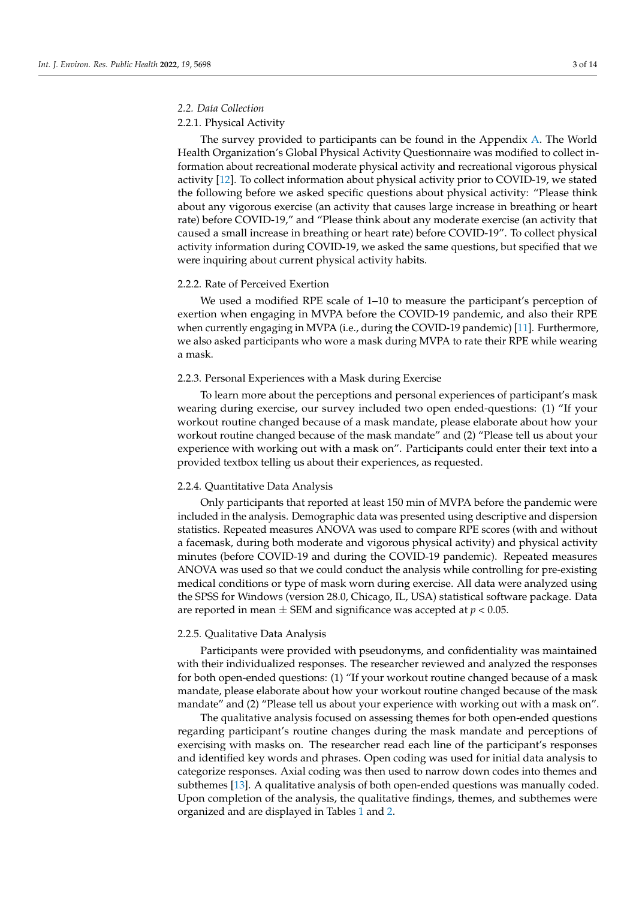### *2.2. Data Collection*

#### 2.2.1. Physical Activity

The survey provided to participants can be found in the Appendix A. The World Health Organization's Global Physical Activity Questionnaire was modified to collect information about recreational moderate physical activity and recreational vigorous physical activity [12]. To collect information about physical activity prior to COVID-19, we stated the following before we asked specific questions about physical activity: "Please think about any vigorous exercise (an activity that causes large increase in breathing or heart rate) before COVID-19," and "Please think about any moderate exercise (an activity that caused a small increase in breathing or heart rate) before COVID-19". To collect physical activity information during COVID-19, we asked the same questions, but specified that we were inquiring about current physical activity habits.

#### 2.2.2. Rate of Perceived Exertion

We used a modified RPE scale of 1–10 to measure the participant's perception of exertion when engaging in MVPA before the COVID-19 pandemic, and also their RPE when currently engaging in MVPA (i.e., during the COVID-19 pandemic) [11]. Furthermore, we also asked participants who wore a mask during MVPA to rate their RPE while wearing a mask.

#### 2.2.3. Personal Experiences with a Mask during Exercise

To learn more about the perceptions and personal experiences of participant's mask wearing during exercise, our survey included two open ended-questions: (1) "If your workout routine changed because of a mask mandate, please elaborate about how your workout routine changed because of the mask mandate" and (2) "Please tell us about your experience with working out with a mask on". Participants could enter their text into a provided textbox telling us about their experiences, as requested.

#### 2.2.4. Quantitative Data Analysis

Only participants that reported at least 150 min of MVPA before the pandemic were included in the analysis. Demographic data was presented using descriptive and dispersion statistics. Repeated measures ANOVA was used to compare RPE scores (with and without a facemask, during both moderate and vigorous physical activity) and physical activity minutes (before COVID-19 and during the COVID-19 pandemic). Repeated measures ANOVA was used so that we could conduct the analysis while controlling for pre-existing medical conditions or type of mask worn during exercise. All data were analyzed using the SPSS for Windows (version 28.0, Chicago, IL, USA) statistical software package. Data are reported in mean $\pm$ SEM and significance was accepted at $p < 0.05$.

#### 2.2.5. Qualitative Data Analysis

Participants were provided with pseudonyms, and confidentiality was maintained with their individualized responses. The researcher reviewed and analyzed the responses for both open-ended questions: (1) "If your workout routine changed because of a mask mandate, please elaborate about how your workout routine changed because of the mask mandate" and (2) "Please tell us about your experience with working out with a mask on".

The qualitative analysis focused on assessing themes for both open-ended questions regarding participant's routine changes during the mask mandate and perceptions of exercising with masks on. The researcher read each line of the participant's responses and identified key words and phrases. Open coding was used for initial data analysis to categorize responses. Axial coding was then used to narrow down codes into themes and subthemes [13]. A qualitative analysis of both open-ended questions was manually coded. Upon completion of the analysis, the qualitative findings, themes, and subthemes were organized and are displayed in Tables 1 and 2.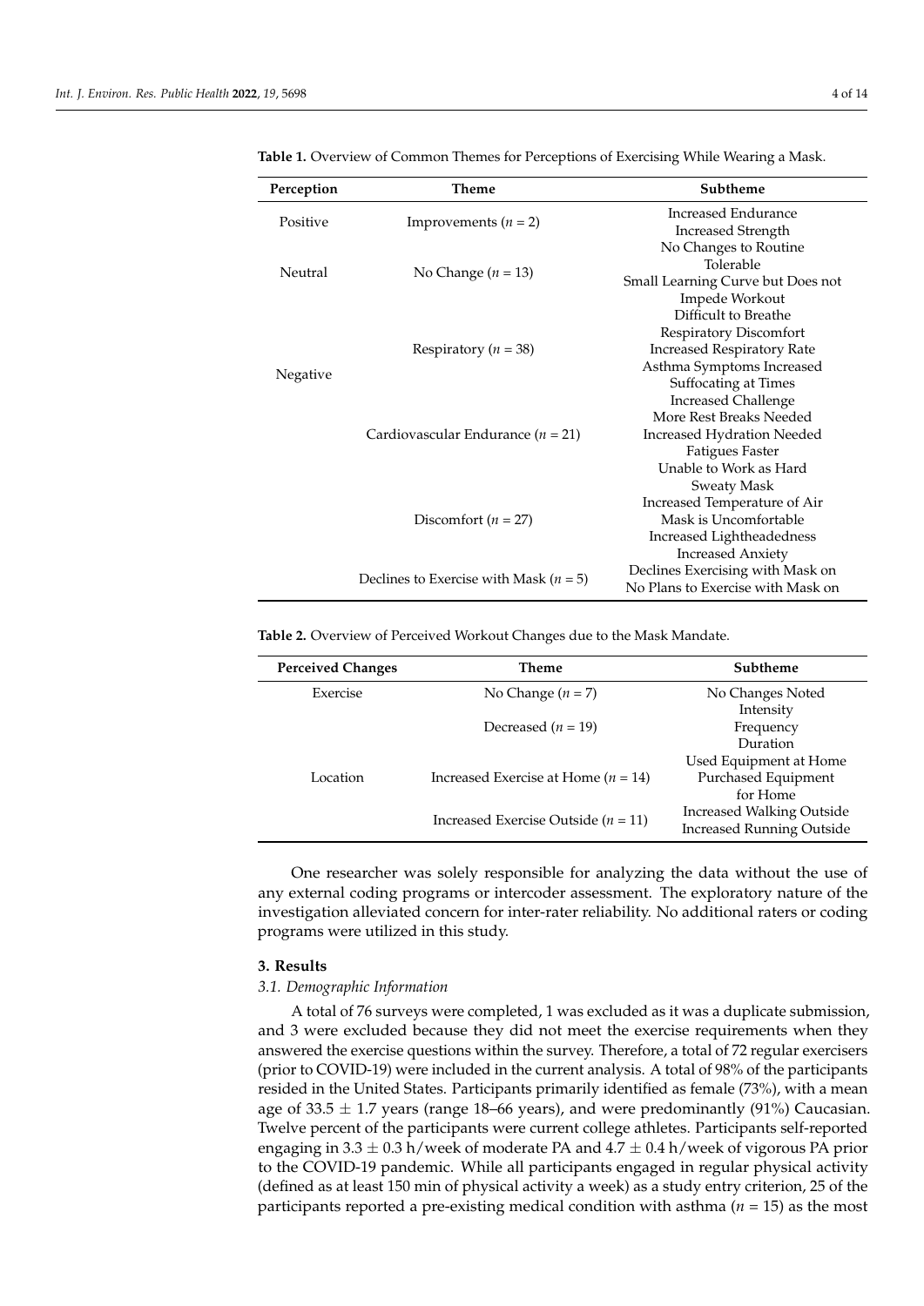**Table 1.** Overview of Common Themes for Perceptions of Exercising While Wearing a Mask.

| Perception | Theme | Subtheme |
|---|---|---|
| Positive | Improvements ($n$ = 2) | Increased Endurance<br>Increased Strength |
| Neutral | No Change ($n$ = 13) | No Changes to Routine<br>Tolerable<br>Small Learning Curve but Does not Impede Workout |
| Negative | Respiratory ($n$ = 38) | Difficult to Breathe<br>Respiratory Discomfort<br>Increased Respiratory Rate<br>Asthma Symptoms Increased<br>Suffocating at Times |
| | Cardiovascular Endurance ($n$ = 21) | Increased Challenge<br>More Rest Breaks Needed<br>Increased Hydration Needed<br>Fatigues Faster<br>Unable to Work as Hard |
| | Discomfort ($n$ = 27) | Sweaty Mask<br>Increased Temperature of Air<br>Mask is Uncomfortable<br>Increased Lightheadedness<br>Increased Anxiety |
| | Declines to Exercise with Mask ($n$ = 5) | Declines Exercising with Mask on<br>No Plans to Exercise with Mask on |

**Table 2.** Overview of Perceived Workout Changes due to the Mask Mandate.

| Perceived Changes | Theme | Subtheme |
|---|---|---|
| Exercise | No Change ($n$ = 7) | No Changes Noted |
| | Decreased ($n$ = 19) | Intensity<br>Frequency<br>Duration |
| Location | Increased Exercise at Home ($n$ = 14) | Used Equipment at Home<br>Purchased Equipment for Home |
| | Increased Exercise Outside ($n$ = 11) | Increased Walking Outside<br>Increased Running Outside |

One researcher was solely responsible for analyzing the data without the use of any external coding programs or intercoder assessment. The exploratory nature of the investigation alleviated concern for inter-rater reliability. No additional raters or coding programs were utilized in this study.

## 3. Results

### *3.1. Demographic Information*

A total of 76 surveys were completed, 1 was excluded as it was a duplicate submission, and 3 were excluded because they did not meet the exercise requirements when they answered the exercise questions within the survey. Therefore, a total of 72 regular exercisers (prior to COVID-19) were included in the current analysis. A total of 98% of the participants resided in the United States. Participants primarily identified as female (73%), with a mean age of 33.5 $\pm$ 1.7 years (range 18–66 years), and were predominantly (91%) Caucasian. Twelve percent of the participants were current college athletes. Participants self-reported engaging in 3.3 $\pm$ 0.3 h/week of moderate PA and 4.7 $\pm$ 0.4 h/week of vigorous PA prior to the COVID-19 pandemic. While all participants engaged in regular physical activity (defined as at least 150 min of physical activity a week) as a study entry criterion, 25 of the participants reported a pre-existing medical condition with asthma ($n$ = 15) as the most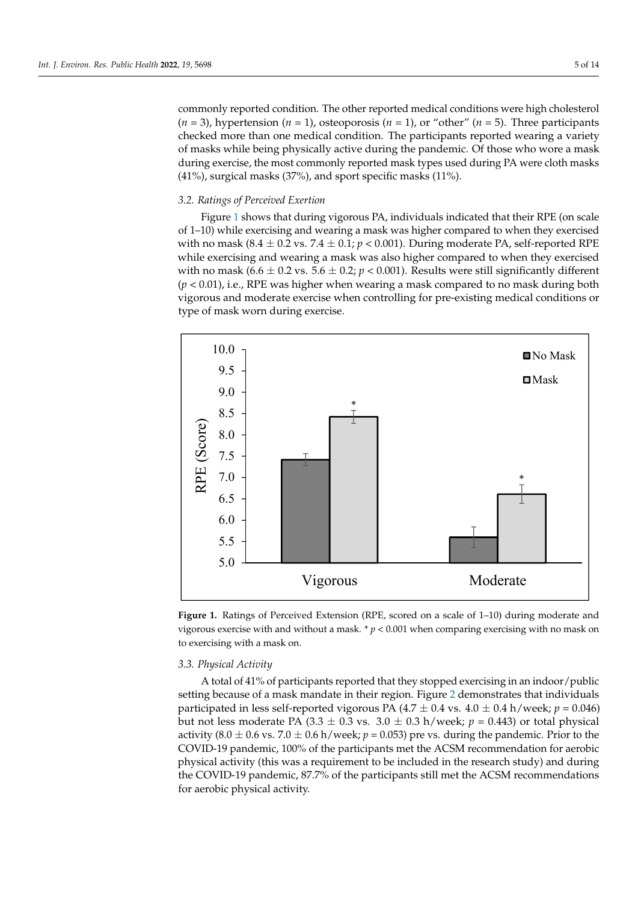commonly reported condition. The other reported medical conditions were high cholesterol ($n$ = 3), hypertension ($n$ = 1), osteoporosis ($n$ = 1), or "other" ($n$ = 5). Three participants checked more than one medical condition. The participants reported wearing a variety of masks while being physically active during the pandemic. Of those who wore a mask during exercise, the most commonly reported mask types used during PA were cloth masks (41%), surgical masks (37%), and sport specific masks (11%).

### 3.2. Ratings of Perceived Exertion

Figure 1 shows that during vigorous PA, individuals indicated that their RPE (on scale of 1–10) while exercising and wearing a mask was higher compared to when they exercised with no mask (8.4 ± 0.2 vs. 7.4 ± 0.1; $p < 0.001$). During moderate PA, self-reported RPE while exercising and wearing a mask was also higher compared to when they exercised with no mask (6.6 ± 0.2 vs. 5.6 ± 0.2; $p < 0.001$). Results were still significantly different ($p < 0.01$), i.e., RPE was higher when wearing a mask compared to no mask during both vigorous and moderate exercise when controlling for pre-existing medical conditions or type of mask worn during exercise.

**Figure 1.** Ratings of Perceived Extension (RPE, scored on a scale of 1–10) during moderate and vigorous exercise with and without a mask. * $p < 0.001$ when comparing exercising with no mask on to exercising with a mask on.

### 3.3. Physical Activity

A total of 41% of participants reported that they stopped exercising in an indoor/public setting because of a mask mandate in their region. Figure 2 demonstrates that individuals participated in less self-reported vigorous PA (4.7 ± 0.4 vs. 4.0 ± 0.4 h/week; $p = 0.046$) but not less moderate PA (3.3 ± 0.3 vs. 3.0 ± 0.3 h/week; $p = 0.443$) or total physical activity (8.0 ± 0.6 vs. 7.0 ± 0.6 h/week; $p = 0.053$) pre vs. during the pandemic. Prior to the COVID-19 pandemic, 100% of the participants met the ACSM recommendation for aerobic physical activity (this was a requirement to be included in the research study) and during the COVID-19 pandemic, 87.7% of the participants still met the ACSM recommendations for aerobic physical activity.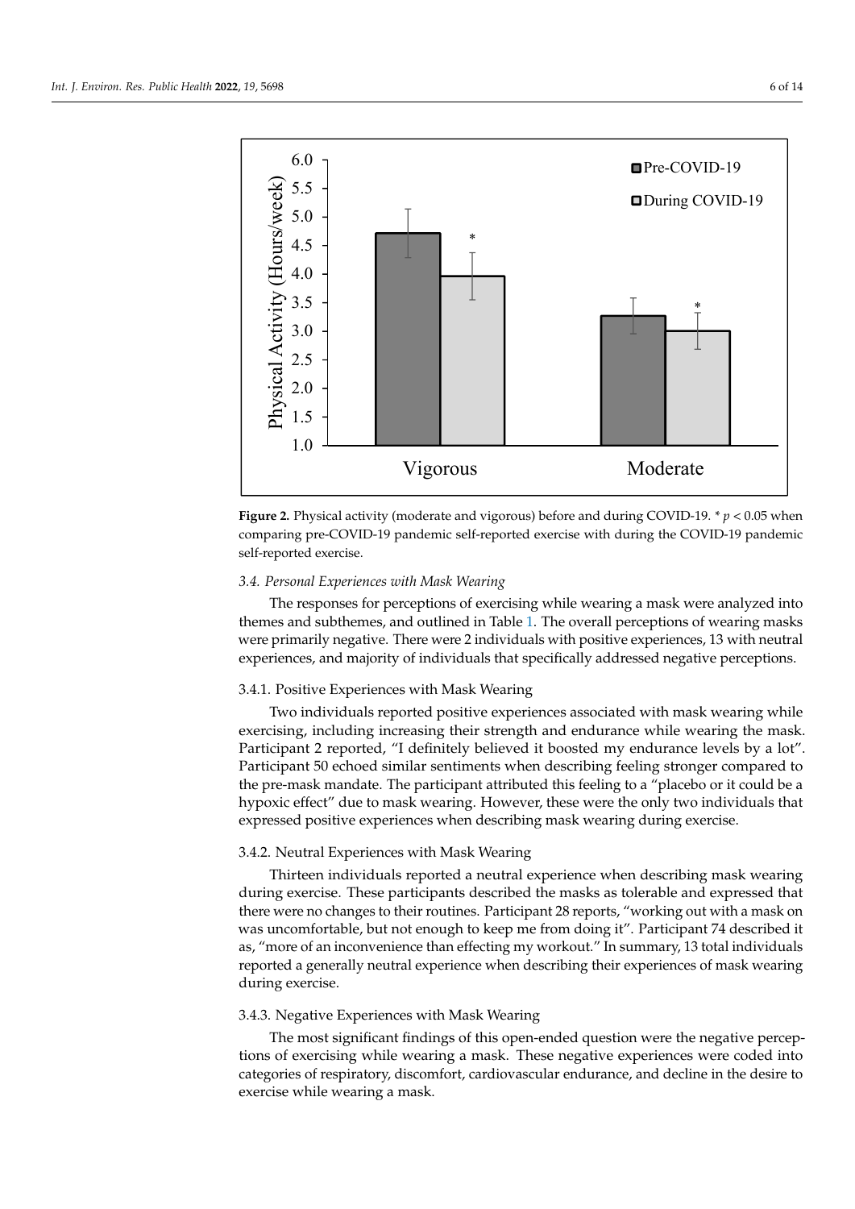**Figure 2.** Physical activity (moderate and vigorous) before and during COVID-19. * $p < 0.05$ when comparing pre-COVID-19 pandemic self-reported exercise with during the COVID-19 pandemic self-reported exercise.

### *3.4. Personal Experiences with Mask Wearing*

The responses for perceptions of exercising while wearing a mask were analyzed into themes and subthemes, and outlined in Table 1. The overall perceptions of wearing masks were primarily negative. There were 2 individuals with positive experiences, 13 with neutral experiences, and majority of individuals that specifically addressed negative perceptions.

#### 3.4.1. Positive Experiences with Mask Wearing

Two individuals reported positive experiences associated with mask wearing while exercising, including increasing their strength and endurance while wearing the mask. Participant 2 reported, "I definitely believed it boosted my endurance levels by a lot". Participant 50 echoed similar sentiments when describing feeling stronger compared to the pre-mask mandate. The participant attributed this feeling to a "placebo or it could be a hypoxic effect" due to mask wearing. However, these were the only two individuals that expressed positive experiences when describing mask wearing during exercise.

#### 3.4.2. Neutral Experiences with Mask Wearing

Thirteen individuals reported a neutral experience when describing mask wearing during exercise. These participants described the masks as tolerable and expressed that there were no changes to their routines. Participant 28 reports, "working out with a mask on was uncomfortable, but not enough to keep me from doing it". Participant 74 described it as, "more of an inconvenience than effecting my workout." In summary, 13 total individuals reported a generally neutral experience when describing their experiences of mask wearing during exercise.

#### 3.4.3. Negative Experiences with Mask Wearing

The most significant findings of this open-ended question were the negative perceptions of exercising while wearing a mask. These negative experiences were coded into categories of respiratory, discomfort, cardiovascular endurance, and decline in the desire to exercise while wearing a mask.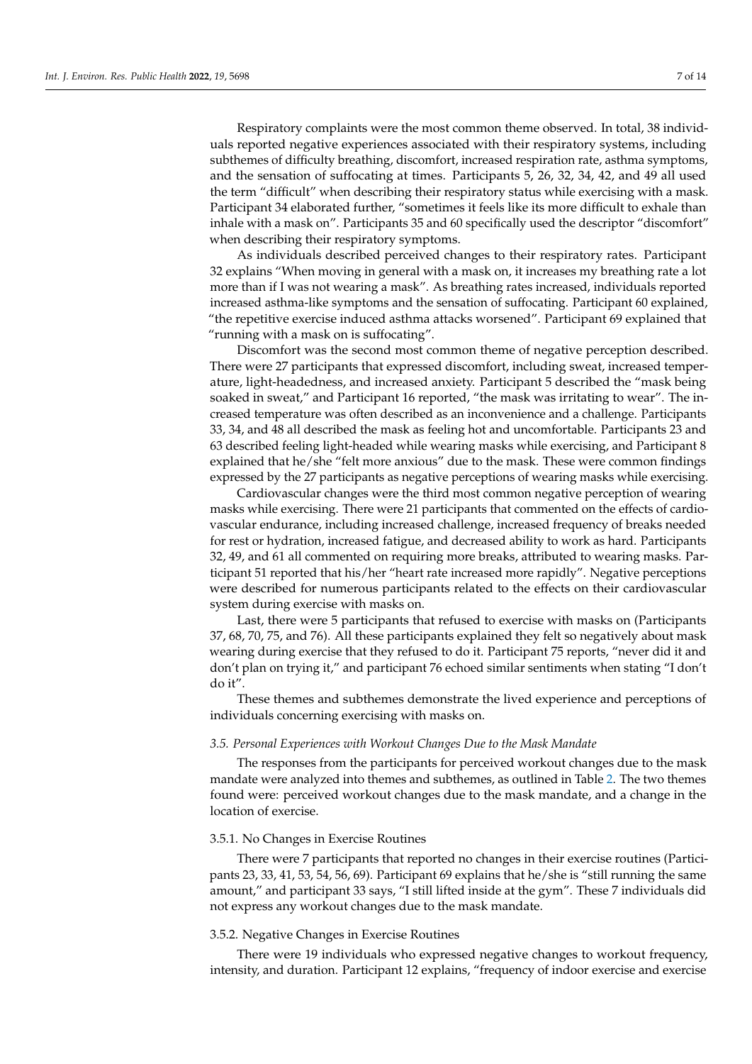Respiratory complaints were the most common theme observed. In total, 38 individuals reported negative experiences associated with their respiratory systems, including subthemes of difficulty breathing, discomfort, increased respiration rate, asthma symptoms, and the sensation of suffocating at times. Participants 5, 26, 32, 34, 42, and 49 all used the term "difficult" when describing their respiratory status while exercising with a mask. Participant 34 elaborated further, "sometimes it feels like its more difficult to exhale than inhale with a mask on". Participants 35 and 60 specifically used the descriptor "discomfort" when describing their respiratory symptoms.

As individuals described perceived changes to their respiratory rates. Participant 32 explains "When moving in general with a mask on, it increases my breathing rate a lot more than if I was not wearing a mask". As breathing rates increased, individuals reported increased asthma-like symptoms and the sensation of suffocating. Participant 60 explained, "the repetitive exercise induced asthma attacks worsened". Participant 69 explained that "running with a mask on is suffocating".

Discomfort was the second most common theme of negative perception described. There were 27 participants that expressed discomfort, including sweat, increased temperature, light-headedness, and increased anxiety. Participant 5 described the "mask being soaked in sweat," and Participant 16 reported, "the mask was irritating to wear". The increased temperature was often described as an inconvenience and a challenge. Participants 33, 34, and 48 all described the mask as feeling hot and uncomfortable. Participants 23 and 63 described feeling light-headed while wearing masks while exercising, and Participant 8 explained that he/she "felt more anxious" due to the mask. These were common findings expressed by the 27 participants as negative perceptions of wearing masks while exercising.

Cardiovascular changes were the third most common negative perception of wearing masks while exercising. There were 21 participants that commented on the effects of cardiovascular endurance, including increased challenge, increased frequency of breaks needed for rest or hydration, increased fatigue, and decreased ability to work as hard. Participants 32, 49, and 61 all commented on requiring more breaks, attributed to wearing masks. Participant 51 reported that his/her "heart rate increased more rapidly". Negative perceptions were described for numerous participants related to the effects on their cardiovascular system during exercise with masks on.

Last, there were 5 participants that refused to exercise with masks on (Participants 37, 68, 70, 75, and 76). All these participants explained they felt so negatively about mask wearing during exercise that they refused to do it. Participant 75 reports, "never did it and don't plan on trying it," and participant 76 echoed similar sentiments when stating "I don't do it".

These themes and subthemes demonstrate the lived experience and perceptions of individuals concerning exercising with masks on.

### *3.5. Personal Experiences with Workout Changes Due to the Mask Mandate*

The responses from the participants for perceived workout changes due to the mask mandate were analyzed into themes and subthemes, as outlined in Table 2. The two themes found were: perceived workout changes due to the mask mandate, and a change in the location of exercise.

#### 3.5.1. No Changes in Exercise Routines

There were 7 participants that reported no changes in their exercise routines (Participants 23, 33, 41, 53, 54, 56, 69). Participant 69 explains that he/she is "still running the same amount," and participant 33 says, "I still lifted inside at the gym". These 7 individuals did not express any workout changes due to the mask mandate.

#### 3.5.2. Negative Changes in Exercise Routines

There were 19 individuals who expressed negative changes to workout frequency, intensity, and duration. Participant 12 explains, "frequency of indoor exercise and exercise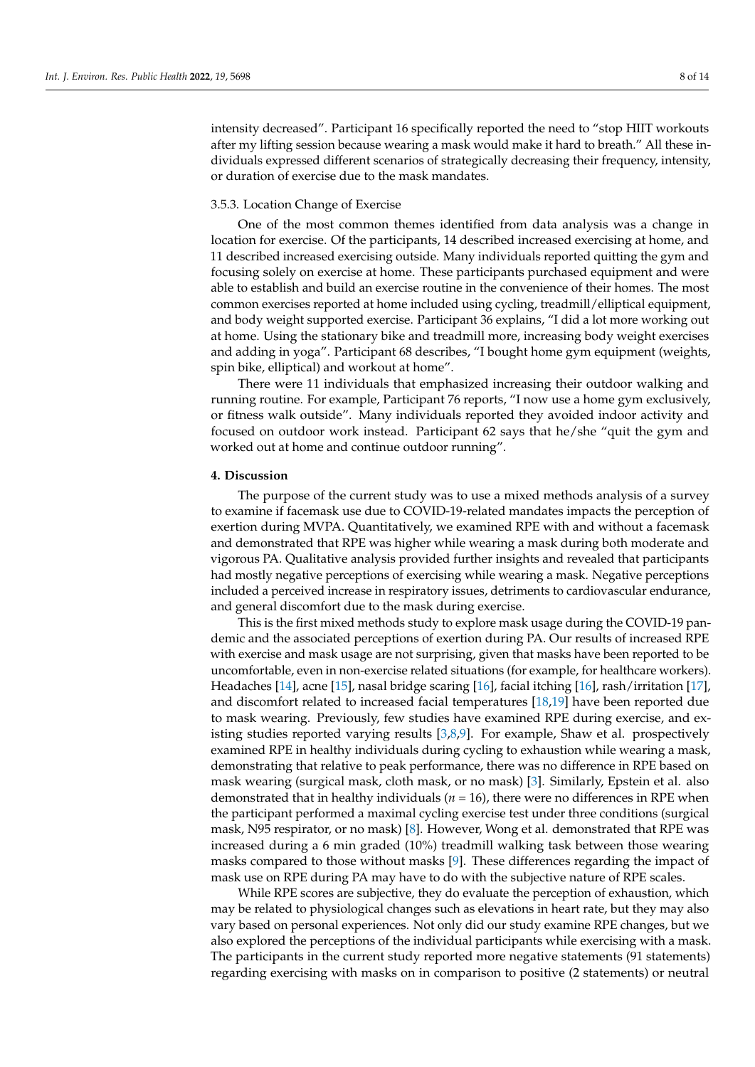intensity decreased". Participant 16 specifically reported the need to "stop HIIT workouts after my lifting session because wearing a mask would make it hard to breath." All these individuals expressed different scenarios of strategically decreasing their frequency, intensity, or duration of exercise due to the mask mandates.

#### 3.5.3. Location Change of Exercise

One of the most common themes identified from data analysis was a change in location for exercise. Of the participants, 14 described increased exercising at home, and 11 described increased exercising outside. Many individuals reported quitting the gym and focusing solely on exercise at home. These participants purchased equipment and were able to establish and build an exercise routine in the convenience of their homes. The most common exercises reported at home included using cycling, treadmill/elliptical equipment, and body weight supported exercise. Participant 36 explains, "I did a lot more working out at home. Using the stationary bike and treadmill more, increasing body weight exercises and adding in yoga". Participant 68 describes, "I bought home gym equipment (weights, spin bike, elliptical) and workout at home".

There were 11 individuals that emphasized increasing their outdoor walking and running routine. For example, Participant 76 reports, "I now use a home gym exclusively, or fitness walk outside". Many individuals reported they avoided indoor activity and focused on outdoor work instead. Participant 62 says that he/she "quit the gym and worked out at home and continue outdoor running".

## 4. Discussion

The purpose of the current study was to use a mixed methods analysis of a survey to examine if facemask use due to COVID-19-related mandates impacts the perception of exertion during MVPA. Quantitatively, we examined RPE with and without a facemask and demonstrated that RPE was higher while wearing a mask during both moderate and vigorous PA. Qualitative analysis provided further insights and revealed that participants had mostly negative perceptions of exercising while wearing a mask. Negative perceptions included a perceived increase in respiratory issues, detriments to cardiovascular endurance, and general discomfort due to the mask during exercise.

This is the first mixed methods study to explore mask usage during the COVID-19 pandemic and the associated perceptions of exertion during PA. Our results of increased RPE with exercise and mask usage are not surprising, given that masks have been reported to be uncomfortable, even in non-exercise related situations (for example, for healthcare workers). Headaches [14], acne [15], nasal bridge scaring [16], facial itching [16], rash/irritation [17], and discomfort related to increased facial temperatures [18,19] have been reported due to mask wearing. Previously, few studies have examined RPE during exercise, and existing studies reported varying results [3,8,9]. For example, Shaw et al. prospectively examined RPE in healthy individuals during cycling to exhaustion while wearing a mask, demonstrating that relative to peak performance, there was no difference in RPE based on mask wearing (surgical mask, cloth mask, or no mask) [3]. Similarly, Epstein et al. also demonstrated that in healthy individuals ($n = 16$), there were no differences in RPE when the participant performed a maximal cycling exercise test under three conditions (surgical mask, N95 respirator, or no mask) [8]. However, Wong et al. demonstrated that RPE was increased during a 6 min graded (10%) treadmill walking task between those wearing masks compared to those without masks [9]. These differences regarding the impact of mask use on RPE during PA may have to do with the subjective nature of RPE scales.

While RPE scores are subjective, they do evaluate the perception of exhaustion, which may be related to physiological changes such as elevations in heart rate, but they may also vary based on personal experiences. Not only did our study examine RPE changes, but we also explored the perceptions of the individual participants while exercising with a mask. The participants in the current study reported more negative statements (91 statements) regarding exercising with masks on in comparison to positive (2 statements) or neutral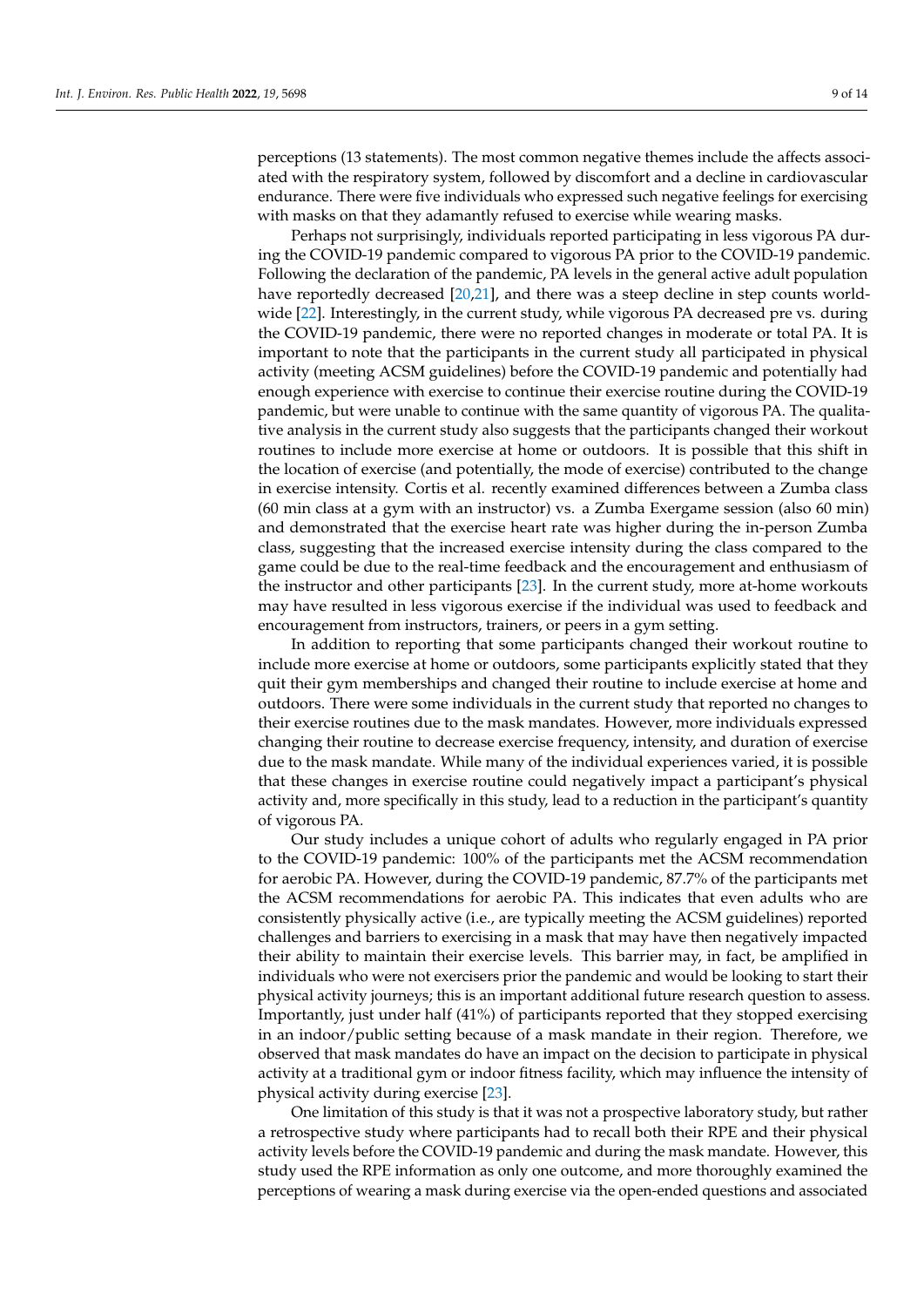perceptions (13 statements). The most common negative themes include the affects associated with the respiratory system, followed by discomfort and a decline in cardiovascular endurance. There were five individuals who expressed such negative feelings for exercising with masks on that they adamantly refused to exercise while wearing masks.

Perhaps not surprisingly, individuals reported participating in less vigorous PA during the COVID-19 pandemic compared to vigorous PA prior to the COVID-19 pandemic. Following the declaration of the pandemic, PA levels in the general active adult population have reportedly decreased [20,21], and there was a steep decline in step counts worldwide [22]. Interestingly, in the current study, while vigorous PA decreased pre vs. during the COVID-19 pandemic, there were no reported changes in moderate or total PA. It is important to note that the participants in the current study all participated in physical activity (meeting ACSM guidelines) before the COVID-19 pandemic and potentially had enough experience with exercise to continue their exercise routine during the COVID-19 pandemic, but were unable to continue with the same quantity of vigorous PA. The qualitative analysis in the current study also suggests that the participants changed their workout routines to include more exercise at home or outdoors. It is possible that this shift in the location of exercise (and potentially, the mode of exercise) contributed to the change in exercise intensity. Cortis et al. recently examined differences between a Zumba class (60 min class at a gym with an instructor) vs. a Zumba Exergame session (also 60 min) and demonstrated that the exercise heart rate was higher during the in-person Zumba class, suggesting that the increased exercise intensity during the class compared to the game could be due to the real-time feedback and the encouragement and enthusiasm of the instructor and other participants [23]. In the current study, more at-home workouts may have resulted in less vigorous exercise if the individual was used to feedback and encouragement from instructors, trainers, or peers in a gym setting.

In addition to reporting that some participants changed their workout routine to include more exercise at home or outdoors, some participants explicitly stated that they quit their gym memberships and changed their routine to include exercise at home and outdoors. There were some individuals in the current study that reported no changes to their exercise routines due to the mask mandates. However, more individuals expressed changing their routine to decrease exercise frequency, intensity, and duration of exercise due to the mask mandate. While many of the individual experiences varied, it is possible that these changes in exercise routine could negatively impact a participant's physical activity and, more specifically in this study, lead to a reduction in the participant's quantity of vigorous PA.

Our study includes a unique cohort of adults who regularly engaged in PA prior to the COVID-19 pandemic: 100% of the participants met the ACSM recommendation for aerobic PA. However, during the COVID-19 pandemic, 87.7% of the participants met the ACSM recommendations for aerobic PA. This indicates that even adults who are consistently physically active (i.e., are typically meeting the ACSM guidelines) reported challenges and barriers to exercising in a mask that may have then negatively impacted their ability to maintain their exercise levels. This barrier may, in fact, be amplified in individuals who were not exercisers prior the pandemic and would be looking to start their physical activity journeys; this is an important additional future research question to assess. Importantly, just under half (41%) of participants reported that they stopped exercising in an indoor/public setting because of a mask mandate in their region. Therefore, we observed that mask mandates do have an impact on the decision to participate in physical activity at a traditional gym or indoor fitness facility, which may influence the intensity of physical activity during exercise [23].

One limitation of this study is that it was not a prospective laboratory study, but rather a retrospective study where participants had to recall both their RPE and their physical activity levels before the COVID-19 pandemic and during the mask mandate. However, this study used the RPE information as only one outcome, and more thoroughly examined the perceptions of wearing a mask during exercise via the open-ended questions and associated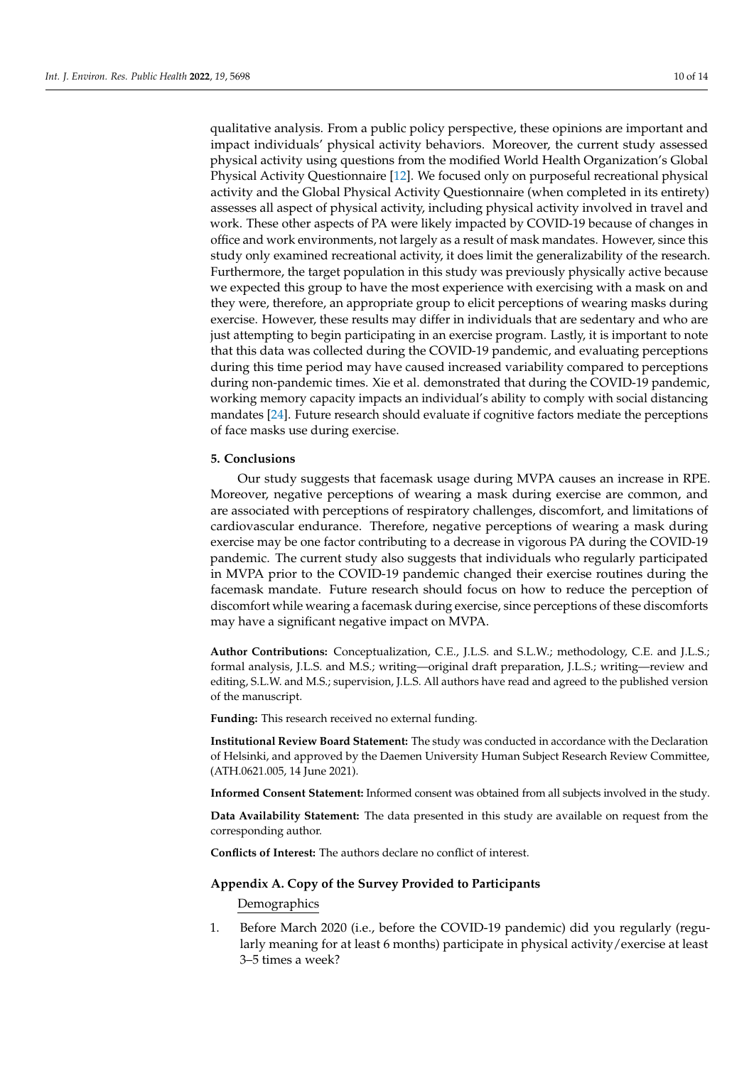qualitative analysis. From a public policy perspective, these opinions are important and impact individuals' physical activity behaviors. Moreover, the current study assessed physical activity using questions from the modified World Health Organization's Global Physical Activity Questionnaire [12]. We focused only on purposeful recreational physical activity and the Global Physical Activity Questionnaire (when completed in its entirety) assesses all aspect of physical activity, including physical activity involved in travel and work. These other aspects of PA were likely impacted by COVID-19 because of changes in office and work environments, not largely as a result of mask mandates. However, since this study only examined recreational activity, it does limit the generalizability of the research. Furthermore, the target population in this study was previously physically active because we expected this group to have the most experience with exercising with a mask on and they were, therefore, an appropriate group to elicit perceptions of wearing masks during exercise. However, these results may differ in individuals that are sedentary and who are just attempting to begin participating in an exercise program. Lastly, it is important to note that this data was collected during the COVID-19 pandemic, and evaluating perceptions during this time period may have caused increased variability compared to perceptions during non-pandemic times. Xie et al. demonstrated that during the COVID-19 pandemic, working memory capacity impacts an individual's ability to comply with social distancing mandates [24]. Future research should evaluate if cognitive factors mediate the perceptions of face masks use during exercise.

## 5. Conclusions

Our study suggests that facemask usage during MVPA causes an increase in RPE. Moreover, negative perceptions of wearing a mask during exercise are common, and are associated with perceptions of respiratory challenges, discomfort, and limitations of cardiovascular endurance. Therefore, negative perceptions of wearing a mask during exercise may be one factor contributing to a decrease in vigorous PA during the COVID-19 pandemic. The current study also suggests that individuals who regularly participated in MVPA prior to the COVID-19 pandemic changed their exercise routines during the facemask mandate. Future research should focus on how to reduce the perception of discomfort while wearing a facemask during exercise, since perceptions of these discomforts may have a significant negative impact on MVPA.

**Author Contributions:** Conceptualization, C.E., J.L.S. and S.L.W.; methodology, C.E. and J.L.S.; formal analysis, J.L.S. and M.S.; writing—original draft preparation, J.L.S.; writing—review and editing, S.L.W. and M.S.; supervision, J.L.S. All authors have read and agreed to the published version of the manuscript.

**Funding:** This research received no external funding.

**Institutional Review Board Statement:** The study was conducted in accordance with the Declaration of Helsinki, and approved by the Daemen University Human Subject Research Review Committee, (ATH.0621.005, 14 June 2021).

**Informed Consent Statement:** Informed consent was obtained from all subjects involved in the study.

**Data Availability Statement:** The data presented in this study are available on request from the corresponding author.

**Conflicts of Interest:** The authors declare no conflict of interest.

## Appendix A. Copy of the Survey Provided to Participants

Demographics

1. Before March 2020 (i.e., before the COVID-19 pandemic) did you regularly (regularly meaning for at least 6 months) participate in physical activity/exercise at least 3–5 times a week?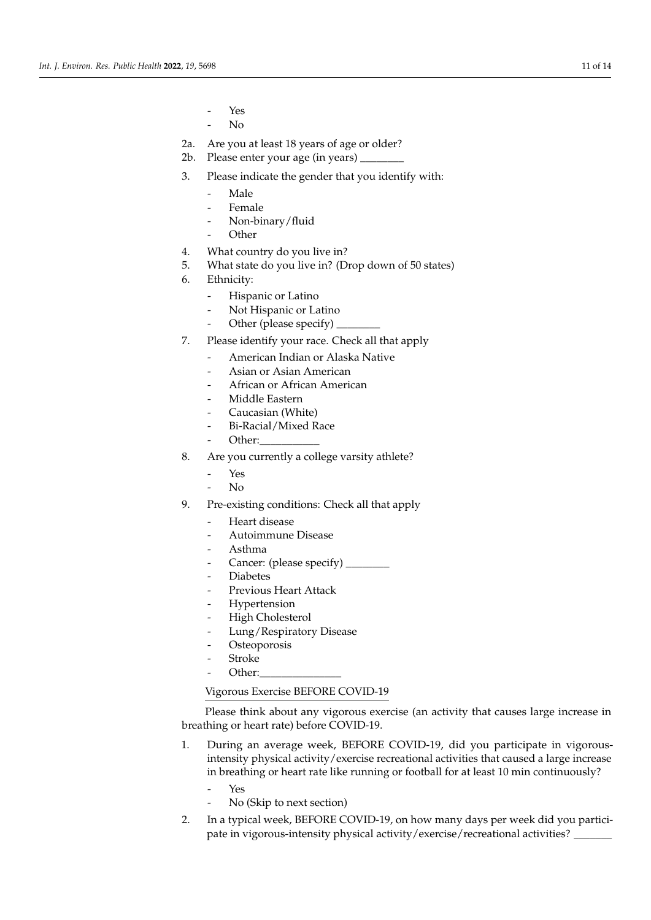- Yes
- No

2a. Are you at least 18 years of age or older?

2b. Please enter your age (in years) ________

3. Please indicate the gender that you identify with:
   - Male
   - Female
   - Non-binary/fluid
   - Other
4. What country do you live in?
5. What state do you live in? (Drop down of 50 states)
6. Ethnicity:
   - Hispanic or Latino
   - Not Hispanic or Latino
   - Other (please specify) ________
7. Please identify your race. Check all that apply
   - American Indian or Alaska Native
   - Asian or Asian American
   - African or African American
   - Middle Eastern
   - Caucasian (White)
   - Bi-Racial/Mixed Race
   - Other:___________
8. Are you currently a college varsity athlete?
   - Yes
   - No
9. Pre-existing conditions: Check all that apply
   - Heart disease
   - Autoimmune Disease
   - Asthma
   - Cancer: (please specify) ________
   - Diabetes
   - Previous Heart Attack
   - Hypertension
   - High Cholesterol
   - Lung/Respiratory Disease
   - Osteoporosis
   - Stroke
   - Other:_______________

Vigorous Exercise BEFORE COVID-19

Please think about any vigorous exercise (an activity that causes large increase in breathing or heart rate) before COVID-19.

1. During an average week, BEFORE COVID-19, did you participate in vigorous-intensity physical activity/exercise recreational activities that caused a large increase in breathing or heart rate like running or football for at least 10 min continuously?
   - Yes
   - No (Skip to next section)
2. In a typical week, BEFORE COVID-19, on how many days per week did you participate in vigorous-intensity physical activity/exercise/recreational activities? _______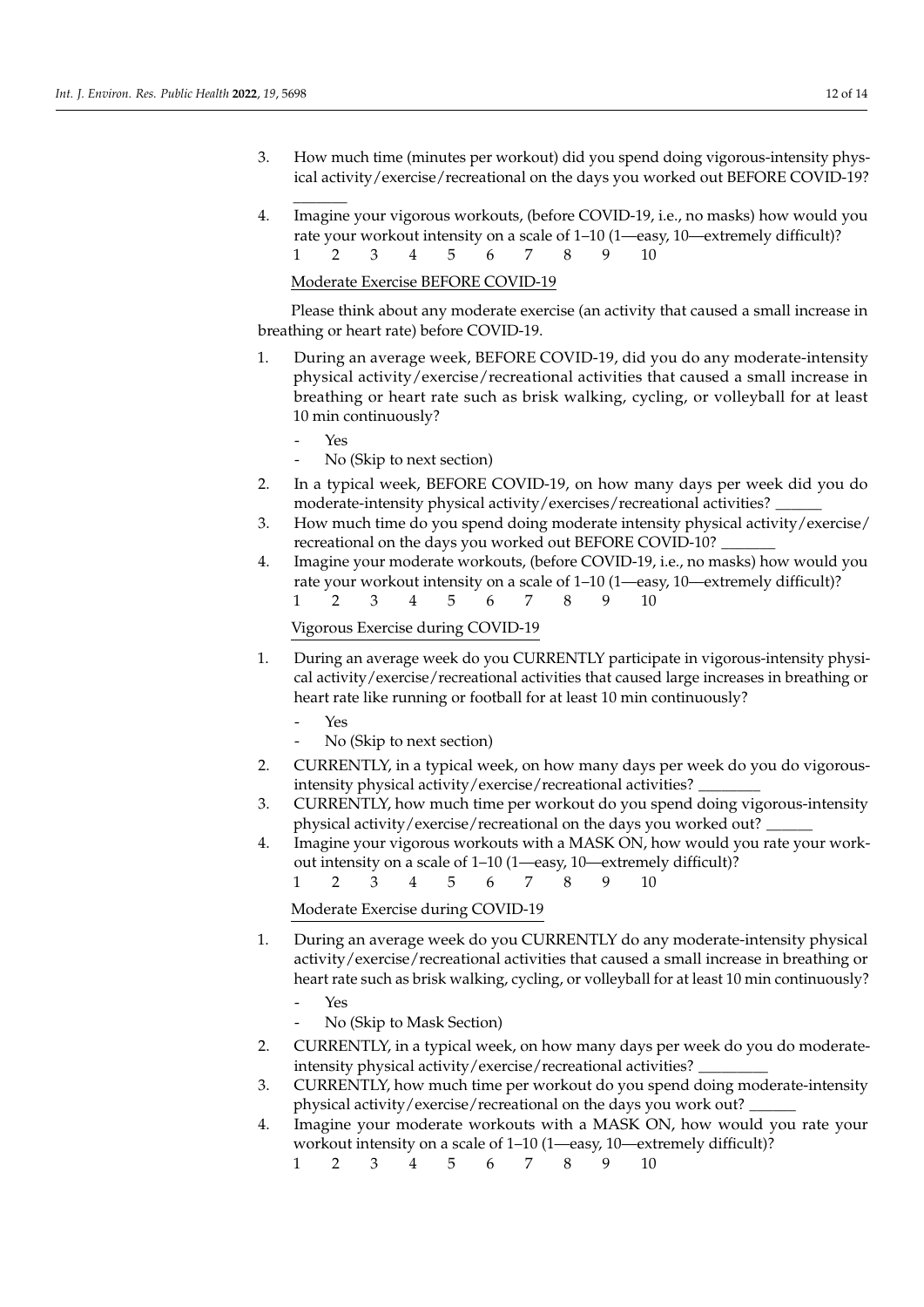3. How much time (minutes per workout) did you spend doing vigorous-intensity physical activity/exercise/recreational on the days you worked out BEFORE COVID-19? _______
4. Imagine your vigorous workouts, (before COVID-19, i.e., no masks) how would you rate your workout intensity on a scale of 1–10 (1—easy, 10—extremely difficult)?
   1 2 3 4 5 6 7 8 9 10

Moderate Exercise BEFORE COVID-19

Please think about any moderate exercise (an activity that caused a small increase in breathing or heart rate) before COVID-19.

1. During an average week, BEFORE COVID-19, did you do any moderate-intensity physical activity/exercise/recreational activities that caused a small increase in breathing or heart rate such as brisk walking, cycling, or volleyball for at least 10 min continuously?
   - Yes
   - No (Skip to next section)
2. In a typical week, BEFORE COVID-19, on how many days per week did you do moderate-intensity physical activity/exercises/recreational activities? ______
3. How much time do you spend doing moderate intensity physical activity/exercise/recreational on the days you worked out BEFORE COVID-10? _______
4. Imagine your moderate workouts, (before COVID-19, i.e., no masks) how would you rate your workout intensity on a scale of 1–10 (1—easy, 10—extremely difficult)?
   1 2 3 4 5 6 7 8 9 10

Vigorous Exercise during COVID-19

1. During an average week do you CURRENTLY participate in vigorous-intensity physical activity/exercise/recreational activities that caused large increases in breathing or heart rate like running or football for at least 10 min continuously?
   - Yes
   - No (Skip to next section)
2. CURRENTLY, in a typical week, on how many days per week do you do vigorous-intensity physical activity/exercise/recreational activities? ________
3. CURRENTLY, how much time per workout do you spend doing vigorous-intensity physical activity/exercise/recreational on the days you worked out? ______
4. Imagine your vigorous workouts with a MASK ON, how would you rate your workout intensity on a scale of 1–10 (1—easy, 10—extremely difficult)?
   1 2 3 4 5 6 7 8 9 10

Moderate Exercise during COVID-19

1. During an average week do you CURRENTLY do any moderate-intensity physical activity/exercise/recreational activities that caused a small increase in breathing or heart rate such as brisk walking, cycling, or volleyball for at least 10 min continuously?
   - Yes
   - No (Skip to Mask Section)
2. CURRENTLY, in a typical week, on how many days per week do you do moderate-intensity physical activity/exercise/recreational activities? _________
3. CURRENTLY, how much time per workout do you spend doing moderate-intensity physical activity/exercise/recreational on the days you work out? ______
4. Imagine your moderate workouts with a MASK ON, how would you rate your workout intensity on a scale of 1–10 (1—easy, 10—extremely difficult)?
   1 2 3 4 5 6 7 8 9 10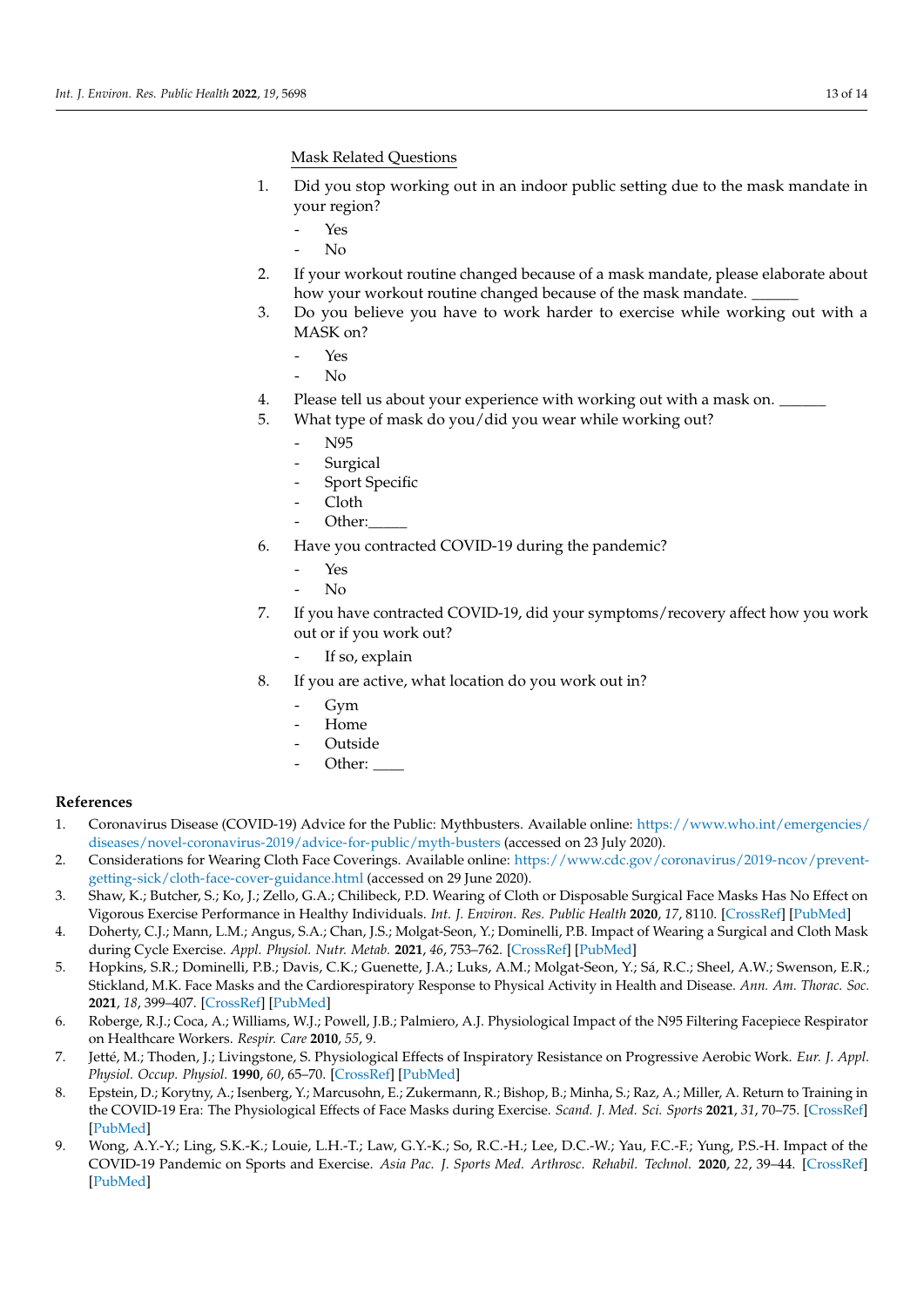Mask Related Questions

1. Did you stop working out in an indoor public setting due to the mask mandate in your region?
   - Yes
   - No
2. If your workout routine changed because of a mask mandate, please elaborate about how your workout routine changed because of the mask mandate. ______
3. Do you believe you have to work harder to exercise while working out with a MASK on?
   - Yes
   - No
4. Please tell us about your experience with working out with a mask on. ______
5. What type of mask do you/did you wear while working out?
   - N95
   - Surgical
   - Sport Specific
   - Cloth
   - Other:_____
6. Have you contracted COVID-19 during the pandemic?
   - Yes
   - No
7. If you have contracted COVID-19, did your symptoms/recovery affect how you work out or if you work out?
   - If so, explain
8. If you are active, what location do you work out in?
   - Gym
   - Home
   - Outside
   - Other: ____

## References

1. Coronavirus Disease (COVID-19) Advice for the Public: Mythbusters. Available online: https://www.who.int/emergencies/diseases/novel-coronavirus-2019/advice-for-public/myth-busters (accessed on 23 July 2020).
2. Considerations for Wearing Cloth Face Coverings. Available online: https://www.cdc.gov/coronavirus/2019-ncov/prevent-getting-sick/cloth-face-cover-guidance.html (accessed on 29 June 2020).
3. Shaw, K.; Butcher, S.; Ko, J.; Zello, G.A.; Chilibeck, P.D. Wearing of Cloth or Disposable Surgical Face Masks Has No Effect on Vigorous Exercise Performance in Healthy Individuals. *Int. J. Environ. Res. Public Health* **2020**, *17*, 8110. [CrossRef] [PubMed]
4. Doherty, C.J.; Mann, L.M.; Angus, S.A.; Chan, J.S.; Molgat-Seon, Y.; Dominelli, P.B. Impact of Wearing a Surgical and Cloth Mask during Cycle Exercise. *Appl. Physiol. Nutr. Metab.* **2021**, *46*, 753–762. [CrossRef] [PubMed]
5. Hopkins, S.R.; Dominelli, P.B.; Davis, C.K.; Guenette, J.A.; Luks, A.M.; Molgat-Seon, Y.; Sá, R.C.; Sheel, A.W.; Swenson, E.R.; Stickland, M.K. Face Masks and the Cardiorespiratory Response to Physical Activity in Health and Disease. *Ann. Am. Thorac. Soc.* **2021**, *18*, 399–407. [CrossRef] [PubMed]
6. Roberge, R.J.; Coca, A.; Williams, W.J.; Powell, J.B.; Palmiero, A.J. Physiological Impact of the N95 Filtering Facepiece Respirator on Healthcare Workers. *Respir. Care* **2010**, *55*, 9.
7. Jetté, M.; Thoden, J.; Livingstone, S. Physiological Effects of Inspiratory Resistance on Progressive Aerobic Work. *Eur. J. Appl. Physiol. Occup. Physiol.* **1990**, *60*, 65–70. [CrossRef] [PubMed]
8. Epstein, D.; Korytny, A.; Isenberg, Y.; Marcusohn, E.; Zukermann, R.; Bishop, B.; Minha, S.; Raz, A.; Miller, A. Return to Training in the COVID-19 Era: The Physiological Effects of Face Masks during Exercise. *Scand. J. Med. Sci. Sports* **2021**, *31*, 70–75. [CrossRef] [PubMed]
9. Wong, A.Y.-Y.; Ling, S.K.-K.; Louie, L.H.-T.; Law, G.Y.-K.; So, R.C.-H.; Lee, D.C.-W.; Yau, F.C.-F.; Yung, P.S.-H. Impact of the COVID-19 Pandemic on Sports and Exercise. *Asia Pac. J. Sports Med. Arthrosc. Rehabil. Technol.* **2020**, *22*, 39–44. [CrossRef] [PubMed]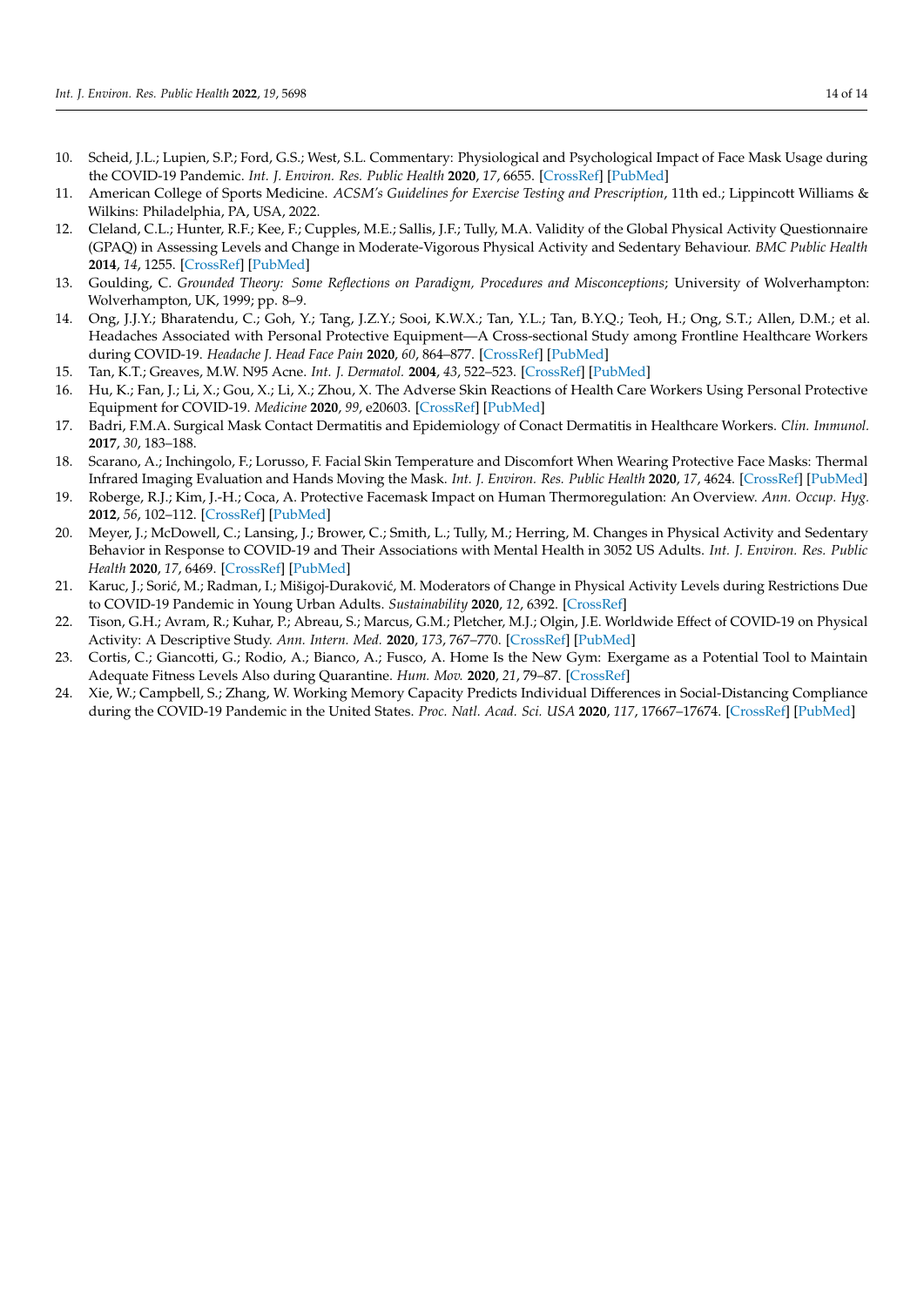10. Scheid, J.L.; Lupien, S.P.; Ford, G.S.; West, S.L. Commentary: Physiological and Psychological Impact of Face Mask Usage during the COVID-19 Pandemic. *Int. J. Environ. Res. Public Health* **2020**, *17*, 6655. [CrossRef] [PubMed]
11. American College of Sports Medicine. *ACSM's Guidelines for Exercise Testing and Prescription*, 11th ed.; Lippincott Williams & Wilkins: Philadelphia, PA, USA, 2022.
12. Cleland, C.L.; Hunter, R.F.; Kee, F.; Cupples, M.E.; Sallis, J.F.; Tully, M.A. Validity of the Global Physical Activity Questionnaire (GPAQ) in Assessing Levels and Change in Moderate-Vigorous Physical Activity and Sedentary Behaviour. *BMC Public Health* **2014**, *14*, 1255. [CrossRef] [PubMed]
13. Goulding, C. *Grounded Theory: Some Reflections on Paradigm, Procedures and Misconceptions*; University of Wolverhampton: Wolverhampton, UK, 1999; pp. 8–9.
14. Ong, J.J.Y.; Bharatendu, C.; Goh, Y.; Tang, J.Z.Y.; Sooi, K.W.X.; Tan, Y.L.; Tan, B.Y.Q.; Teoh, H.; Ong, S.T.; Allen, D.M.; et al. Headaches Associated with Personal Protective Equipment—A Cross-sectional Study among Frontline Healthcare Workers during COVID-19. *Headache J. Head Face Pain* **2020**, *60*, 864–877. [CrossRef] [PubMed]
15. Tan, K.T.; Greaves, M.W. N95 Acne. *Int. J. Dermatol.* **2004**, *43*, 522–523. [CrossRef] [PubMed]
16. Hu, K.; Fan, J.; Li, X.; Gou, X.; Li, X.; Zhou, X. The Adverse Skin Reactions of Health Care Workers Using Personal Protective Equipment for COVID-19. *Medicine* **2020**, *99*, e20603. [CrossRef] [PubMed]
17. Badri, F.M.A. Surgical Mask Contact Dermatitis and Epidemiology of Conact Dermatitis in Healthcare Workers. *Clin. Immunol.* **2017**, *30*, 183–188.
18. Scarano, A.; Inchingolo, F.; Lorusso, F. Facial Skin Temperature and Discomfort When Wearing Protective Face Masks: Thermal Infrared Imaging Evaluation and Hands Moving the Mask. *Int. J. Environ. Res. Public Health* **2020**, *17*, 4624. [CrossRef] [PubMed]
19. Roberge, R.J.; Kim, J.-H.; Coca, A. Protective Facemask Impact on Human Thermoregulation: An Overview. *Ann. Occup. Hyg.* **2012**, *56*, 102–112. [CrossRef] [PubMed]
20. Meyer, J.; McDowell, C.; Lansing, J.; Brower, C.; Smith, L.; Tully, M.; Herring, M. Changes in Physical Activity and Sedentary Behavior in Response to COVID-19 and Their Associations with Mental Health in 3052 US Adults. *Int. J. Environ. Res. Public Health* **2020**, *17*, 6469. [CrossRef] [PubMed]
21. Karuc, J.; Sorić, M.; Radman, I.; Mišigoj-Duraković, M. Moderators of Change in Physical Activity Levels during Restrictions Due to COVID-19 Pandemic in Young Urban Adults. *Sustainability* **2020**, *12*, 6392. [CrossRef]
22. Tison, G.H.; Avram, R.; Kuhar, P.; Abreau, S.; Marcus, G.M.; Pletcher, M.J.; Olgin, J.E. Worldwide Effect of COVID-19 on Physical Activity: A Descriptive Study. *Ann. Intern. Med.* **2020**, *173*, 767–770. [CrossRef] [PubMed]
23. Cortis, C.; Giancotti, G.; Rodio, A.; Bianco, A.; Fusco, A. Home Is the New Gym: Exergame as a Potential Tool to Maintain Adequate Fitness Levels Also during Quarantine. *Hum. Mov.* **2020**, *21*, 79–87. [CrossRef]
24. Xie, W.; Campbell, S.; Zhang, W. Working Memory Capacity Predicts Individual Differences in Social-Distancing Compliance during the COVID-19 Pandemic in the United States. *Proc. Natl. Acad. Sci. USA* **2020**, *117*, 17667–17674. [CrossRef] [PubMed]